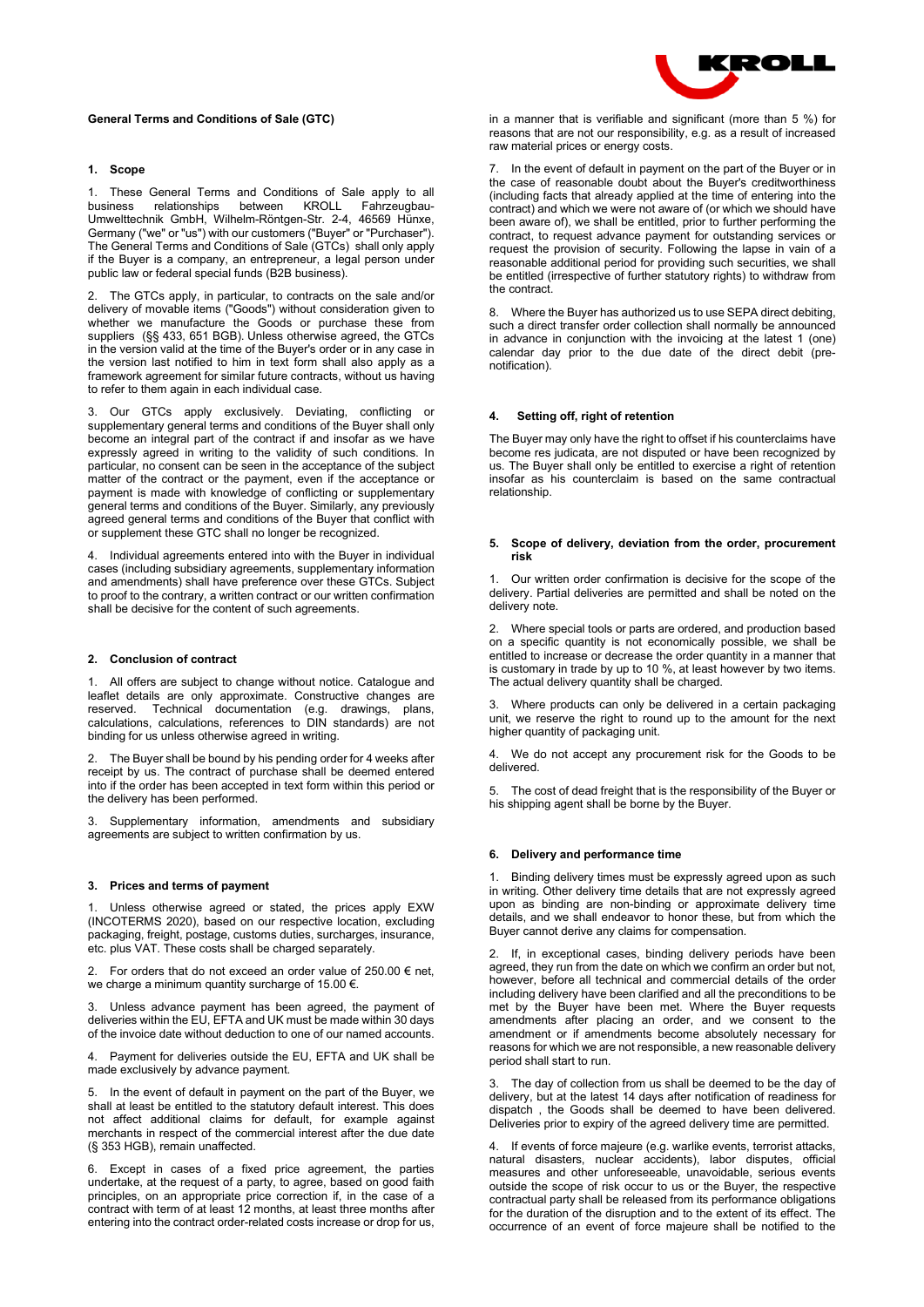**General Terms and Conditions of Sale (GTC)**

## 1. Scope

1. These General Terms and Conditions of Sale apply to all business relationships between KROLL Fahrzeugbau-Umwelttechnik GmbH, Wilhelm-Röntgen-Str. 2-4, 46569 Hünxe, Germany ("we" or "us") with our customers ("Buyer" or "Purchaser"). The General Terms and Conditions of Sale (GTCs) shall only apply if the Buyer is a company, an entrepreneur, a legal person under public law or federal special funds (B2B business).

2. The GTCs apply, in particular, to contracts on the sale and/or delivery of movable items ("Goods") without consideration given to whether we manufacture the Goods or purchase these from suppliers (§§ 433, 651 BGB). Unless otherwise agreed, the GTCs in the version valid at the time of the Buyer's order or in any case in the version last notified to him in text form shall also apply as a framework agreement for similar future contracts, without us having to refer to them again in each individual case.

3. Our GTCs apply exclusively. Deviating, conflicting or supplementary general terms and conditions of the Buyer shall only become an integral part of the contract if and insofar as we have expressly agreed in writing to the validity of such conditions. In particular, no consent can be seen in the acceptance of the subject matter of the contract or the payment, even if the acceptance or payment is made with knowledge of conflicting or supplementary general terms and conditions of the Buyer. Similarly, any previously agreed general terms and conditions of the Buyer that conflict with or supplement these GTC shall no longer be recognized.

4. Individual agreements entered into with the Buyer in individual cases (including subsidiary agreements, supplementary information and amendments) shall have preference over these GTCs. Subject to proof to the contrary, a written contract or our written confirmation shall be decisive for the content of such agreements.

## 2. Conclusion of contract

1. All offers are subject to change without notice. Catalogue and leaflet details are only approximate. Constructive changes are reserved. Technical documentation (e.g. drawings, plans, calculations, calculations, references to DIN standards) are not binding for us unless otherwise agreed in writing.

2. The Buyer shall be bound by his pending order for 4 weeks after receipt by us. The contract of purchase shall be deemed entered into if the order has been accepted in text form within this period or the delivery has been performed.

3. Supplementary information, amendments and subsidiary agreements are subject to written confirmation by us.

## 3. Prices and terms of payment

1. Unless otherwise agreed or stated, the prices apply EXW (INCOTERMS 2020), based on our respective location, excluding packaging, freight, postage, customs duties, surcharges, insurance, etc. plus VAT. These costs shall be charged separately.

2. For orders that do not exceed an order value of 250.00 € net, we charge a minimum quantity surcharge of 15.00 €.

3. Unless advance payment has been agreed, the payment of deliveries within the EU, EFTA and UK must be made within 30 days of the invoice date without deduction to one of our named accounts.

4. Payment for deliveries outside the EU, EFTA and UK shall be made exclusively by advance payment.

5. In the event of default in payment on the part of the Buyer, we shall at least be entitled to the statutory default interest. This does not affect additional claims for default, for example against merchants in respect of the commercial interest after the due date (§ 353 HGB), remain unaffected.

6. Except in cases of a fixed price agreement, the parties undertake, at the request of a party, to agree, based on good faith principles, on an appropriate price correction if, in the case of a contract with term of at least 12 months, at least three months after entering into the contract order-related costs increase or drop for us, in a manner that is verifiable and significant (more than 5 %) for reasons that are not our responsibility, e.g. as a result of increased raw material prices or energy costs.

7. In the event of default in payment on the part of the Buyer or in the case of reasonable doubt about the Buyer's creditworthiness (including facts that already applied at the time of entering into the contract) and which we were not aware of (or which we should have been aware of), we shall be entitled, prior to further performing the contract, to request advance payment for outstanding services or request the provision of security. Following the lapse in vain of a reasonable additional period for providing such securities, we shall be entitled (irrespective of further statutory rights) to withdraw from the contract.

8. Where the Buyer has authorized us to use SEPA direct debiting, such a direct transfer order collection shall normally be announced in advance in conjunction with the invoicing at the latest 1 (one) calendar day prior to the due date of the direct debit (pre-notification).

## 4. Setting off, right of retention

The Buyer may only have the right to offset if his counterclaims have become res judicata, are not disputed or have been recognized by us. The Buyer shall only be entitled to exercise a right of retention insofar as his counterclaim is based on the same contractual relationship.

## 5. Scope of delivery, deviation from the order, procurement risk

1. Our written order confirmation is decisive for the scope of the delivery. Partial deliveries are permitted and shall be noted on the delivery note.

2. Where special tools or parts are ordered, and production based on a specific quantity is not economically possible, we shall be entitled to increase or decrease the order quantity in a manner that is customary in trade by up to 10 %, at least however by two items. The actual delivery quantity shall be charged.

3. Where products can only be delivered in a certain packaging unit, we reserve the right to round up to the amount for the next higher quantity of packaging unit.

4. We do not accept any procurement risk for the Goods to be delivered.

5. The cost of dead freight that is the responsibility of the Buyer or his shipping agent shall be borne by the Buyer.

## 6. Delivery and performance time

1. Binding delivery times must be expressly agreed upon as such in writing. Other delivery time details that are not expressly agreed upon as binding are non-binding or approximate delivery time details, and we shall endeavor to honor these, but from which the Buyer cannot derive any claims for compensation.

2. If, in exceptional cases, binding delivery periods have been agreed, they run from the date on which we confirm an order but not, however, before all technical and commercial details of the order including delivery have been clarified and all the preconditions to be met by the Buyer have been met. Where the Buyer requests amendments after placing an order, and we consent to the amendment or if amendments become absolutely necessary for reasons for which we are not responsible, a new reasonable delivery period shall start to run.

3. The day of collection from us shall be deemed to be the day of delivery, but at the latest 14 days after notification of readiness for dispatch , the Goods shall be deemed to have been delivered. Deliveries prior to expiry of the agreed delivery time are permitted.

4. If events of force majeure (e.g. warlike events, terrorist attacks, natural disasters, nuclear accidents), labor disputes, official measures and other unforeseeable, unavoidable, serious events outside the scope of risk occur to us or the Buyer, the respective contractual party shall be released from its performance obligations for the duration of the disruption and to the extent of its effect. The occurrence of an event of force majeure shall be notified to the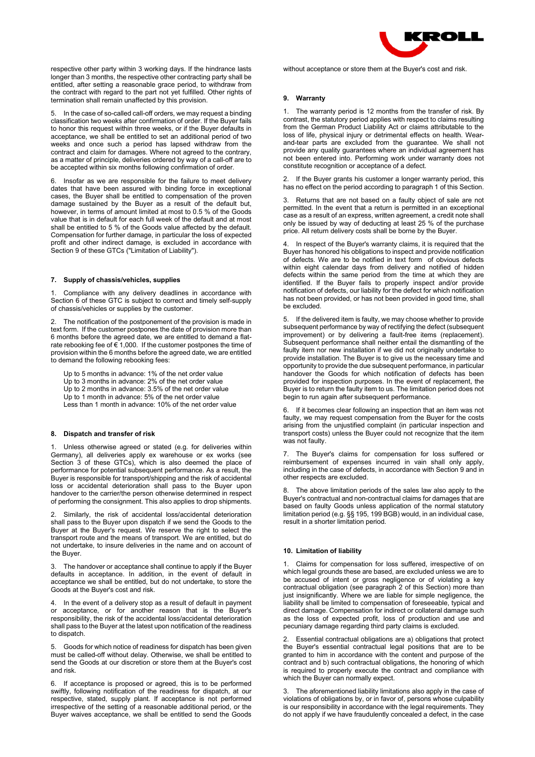respective other party within 3 working days. If the hindrance lasts longer than 3 months, the respective other contracting party shall be entitled, after setting a reasonable grace period, to withdraw from the contract with regard to the part not yet fulfilled. Other rights of termination shall remain unaffected by this provision.

5. In the case of so-called call-off orders, we may request a binding classification two weeks after confirmation of order. If the Buyer fails to honor this request within three weeks, or if the Buyer defaults in acceptance, we shall be entitled to set an additional period of two weeks and once such a period has lapsed withdraw from the contract and claim for damages. Where not agreed to the contrary, as a matter of principle, deliveries ordered by way of a call-off are to be accepted within six months following confirmation of order.

6. Insofar as we are responsible for the failure to meet delivery dates that have been assured with binding force in exceptional cases, the Buyer shall be entitled to compensation of the proven damage sustained by the Buyer as a result of the default but, however, in terms of amount limited at most to 0.5 % of the Goods value that is in default for each full week of the default and at most shall be entitled to 5 % of the Goods value affected by the default. Compensation for further damage, in particular the loss of expected profit and other indirect damage, is excluded in accordance with Section 9 of these GTCs ("Limitation of Liability").

## 7. Supply of chassis/vehicles, supplies

1. Compliance with any delivery deadlines in accordance with Section 6 of these GTC is subject to correct and timely self-supply of chassis/vehicles or supplies by the customer.

2. The notification of the postponement of the provision is made in text form. If the customer postpones the date of provision more than 6 months before the agreed date, we are entitled to demand a flat-rate rebooking fee of € 1,000. If the customer postpones the time of provision within the 6 months before the agreed date, we are entitled to demand the following rebooking fees:

Up to 5 months in advance: 1% of the net order value
Up to 3 months in advance: 2% of the net order value
Up to 2 months in advance: 3.5% of the net order value
Up to 1 month in advance: 5% of the net order value
Less than 1 month in advance: 10% of the net order value

## 8. Dispatch and transfer of risk

1. Unless otherwise agreed or stated (e.g. for deliveries within Germany), all deliveries apply ex warehouse or ex works (see Section 3 of these GTCs), which is also deemed the place of performance for potential subsequent performance. As a result, the Buyer is responsible for transport/shipping and the risk of accidental loss or accidental deterioration shall pass to the Buyer upon handover to the carrier/the person otherwise determined in respect of performing the consignment. This also applies to drop shipments.

2. Similarly, the risk of accidental loss/accidental deterioration shall pass to the Buyer upon dispatch if we send the Goods to the Buyer at the Buyer's request. We reserve the right to select the transport route and the means of transport. We are entitled, but do not undertake, to insure deliveries in the name and on account of the Buyer.

3. The handover or acceptance shall continue to apply if the Buyer defaults in acceptance. In addition, in the event of default in acceptance we shall be entitled, but do not undertake, to store the Goods at the Buyer's cost and risk.

4. In the event of a delivery stop as a result of default in payment or acceptance, or for another reason that is the Buyer's responsibility, the risk of the accidental loss/accidental deterioration shall pass to the Buyer at the latest upon notification of the readiness to dispatch.

5. Goods for which notice of readiness for dispatch has been given must be called-off without delay. Otherwise, we shall be entitled to send the Goods at our discretion or store them at the Buyer's cost and risk.

6. If acceptance is proposed or agreed, this is to be performed swiftly, following notification of the readiness for dispatch, at our respective, stated, supply plant. If acceptance is not performed irrespective of the setting of a reasonable additional period, or the Buyer waives acceptance, we shall be entitled to send the Goods without acceptance or store them at the Buyer's cost and risk.

## 9. Warranty

1. The warranty period is 12 months from the transfer of risk. By contrast, the statutory period applies with respect to claims resulting from the German Product Liability Act or claims attributable to the loss of life, physical injury or detrimental effects on health. Wear-and-tear parts are excluded from the guarantee. We shall not provide any quality guarantees where an individual agreement has not been entered into. Performing work under warranty does not constitute recognition or acceptance of a defect.

2. If the Buyer grants his customer a longer warranty period, this has no effect on the period according to paragraph 1 of this Section.

3. Returns that are not based on a faulty object of sale are not permitted. In the event that a return is permitted in an exceptional case as a result of an express, written agreement, a credit note shall only be issued by way of deducting at least 25 % of the purchase price. All return delivery costs shall be borne by the Buyer.

4. In respect of the Buyer's warranty claims, it is required that the Buyer has honored his obligations to inspect and provide notification of defects. We are to be notified in text form of obvious defects within eight calendar days from delivery and notified of hidden defects within the same period from the time at which they are identified. If the Buyer fails to properly inspect and/or provide notification of defects, our liability for the defect for which notification has not been provided, or has not been provided in good time, shall be excluded.

5. If the delivered item is faulty, we may choose whether to provide subsequent performance by way of rectifying the defect (subsequent improvement) or by delivering a fault-free items (replacement). Subsequent performance shall neither entail the dismantling of the faulty item nor new installation if we did not originally undertake to provide installation. The Buyer is to give us the necessary time and opportunity to provide the due subsequent performance, in particular handover the Goods for which notification of defects has been provided for inspection purposes. In the event of replacement, the Buyer is to return the faulty item to us. The limitation period does not begin to run again after subsequent performance.

6. If it becomes clear following an inspection that an item was not faulty, we may request compensation from the Buyer for the costs arising from the unjustified complaint (in particular inspection and transport costs) unless the Buyer could not recognize that the item was not faulty.

7. The Buyer's claims for compensation for loss suffered or reimbursement of expenses incurred in vain shall only apply, including in the case of defects, in accordance with Section 9 and in other respects are excluded.

8. The above limitation periods of the sales law also apply to the Buyer's contractual and non-contractual claims for damages that are based on faulty Goods unless application of the normal statutory limitation period (e.g. §§ 195, 199 BGB) would, in an individual case, result in a shorter limitation period.

## 10. Limitation of liability

1. Claims for compensation for loss suffered, irrespective of on which legal grounds these are based, are excluded unless we are to be accused of intent or gross negligence or of violating a key contractual obligation (see paragraph 2 of this Section) more than just insignificantly. Where we are liable for simple negligence, the liability shall be limited to compensation of foreseeable, typical and direct damage. Compensation for indirect or collateral damage such as the loss of expected profit, loss of production and use and pecuniary damage regarding third party claims is excluded.

2. Essential contractual obligations are a) obligations that protect the Buyer's essential contractual legal positions that are to be granted to him in accordance with the content and purpose of the contract and b) such contractual obligations, the honoring of which is required to properly execute the contract and compliance with which the Buyer can normally expect.

3. The aforementioned liability limitations also apply in the case of violations of obligations by, or in favor of, persons whose culpability is our responsibility in accordance with the legal requirements. They do not apply if we have fraudulently concealed a defect, in the case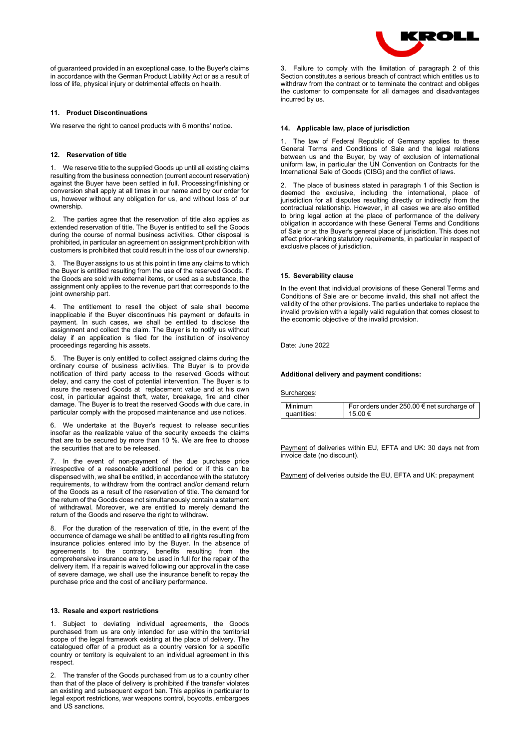of guaranteed provided in an exceptional case, to the Buyer's claims in accordance with the German Product Liability Act or as a result of loss of life, physical injury or detrimental effects on health.

## 11. Product Discontinuations

We reserve the right to cancel products with 6 months' notice.

## 12. Reservation of title

1. We reserve title to the supplied Goods up until all existing claims resulting from the business connection (current account reservation) against the Buyer have been settled in full. Processing/finishing or conversion shall apply at all times in our name and by our order for us, however without any obligation for us, and without loss of our ownership.

2. The parties agree that the reservation of title also applies as extended reservation of title. The Buyer is entitled to sell the Goods during the course of normal business activities. Other disposal is prohibited, in particular an agreement on assignment prohibition with customers is prohibited that could result in the loss of our ownership.

3. The Buyer assigns to us at this point in time any claims to which the Buyer is entitled resulting from the use of the reserved Goods. If the Goods are sold with external items, or used as a substance, the assignment only applies to the revenue part that corresponds to the joint ownership part.

4. The entitlement to resell the object of sale shall become inapplicable if the Buyer discontinues his payment or defaults in payment. In such cases, we shall be entitled to disclose the assignment and collect the claim. The Buyer is to notify us without delay if an application is filed for the institution of insolvency proceedings regarding his assets.

5. The Buyer is only entitled to collect assigned claims during the ordinary course of business activities. The Buyer is to provide notification of third party access to the reserved Goods without delay, and carry the cost of potential intervention. The Buyer is to insure the reserved Goods at replacement value and at his own cost, in particular against theft, water, breakage, fire and other damage. The Buyer is to treat the reserved Goods with due care, in particular comply with the proposed maintenance and use notices.

6. We undertake at the Buyer's request to release securities insofar as the realizable value of the security exceeds the claims that are to be secured by more than 10 %. We are free to choose the securities that are to be released.

7. In the event of non-payment of the due purchase price irrespective of a reasonable additional period or if this can be dispensed with, we shall be entitled, in accordance with the statutory requirements, to withdraw from the contract and/or demand return of the Goods as a result of the reservation of title. The demand for the return of the Goods does not simultaneously contain a statement of withdrawal. Moreover, we are entitled to merely demand the return of the Goods and reserve the right to withdraw.

8. For the duration of the reservation of title, in the event of the occurrence of damage we shall be entitled to all rights resulting from insurance policies entered into by the Buyer. In the absence of agreements to the contrary, benefits resulting from the comprehensive insurance are to be used in full for the repair of the delivery item. If a repair is waived following our approval in the case of severe damage, we shall use the insurance benefit to repay the purchase price and the cost of ancillary performance.

## 13. Resale and export restrictions

1. Subject to deviating individual agreements, the Goods purchased from us are only intended for use within the territorial scope of the legal framework existing at the place of delivery. The catalogued offer of a product as a country version for a specific country or territory is equivalent to an individual agreement in this respect.

2. The transfer of the Goods purchased from us to a country other than that of the place of delivery is prohibited if the transfer violates an existing and subsequent export ban. This applies in particular to legal export restrictions, war weapons control, boycotts, embargoes and US sanctions.

3. Failure to comply with the limitation of paragraph 2 of this Section constitutes a serious breach of contract which entitles us to withdraw from the contract or to terminate the contract and obliges the customer to compensate for all damages and disadvantages incurred by us.

## 14. Applicable law, place of jurisdiction

1. The law of Federal Republic of Germany applies to these General Terms and Conditions of Sale and the legal relations between us and the Buyer, by way of exclusion of international uniform law, in particular the UN Convention on Contracts for the International Sale of Goods (CISG) and the conflict of laws.

2. The place of business stated in paragraph 1 of this Section is deemed the exclusive, including the international, place of jurisdiction for all disputes resulting directly or indirectly from the contractual relationship. However, in all cases we are also entitled to bring legal action at the place of performance of the delivery obligation in accordance with these General Terms and Conditions of Sale or at the Buyer's general place of jurisdiction. This does not affect prior-ranking statutory requirements, in particular in respect of exclusive places of jurisdiction.

## 15. Severability clause

In the event that individual provisions of these General Terms and Conditions of Sale are or become invalid, this shall not affect the validity of the other provisions. The parties undertake to replace the invalid provision with a legally valid regulation that comes closest to the economic objective of the invalid provision.

Date: June 2022

**Additional delivery and payment conditions:**

Surcharges:

| | |
|---|---|
| Minimum quantities: | For orders under 250.00 € net surcharge of 15.00 € |

Payment of deliveries within EU, EFTA and UK: 30 days net from invoice date (no discount).

Payment of deliveries outside the EU, EFTA and UK: prepayment